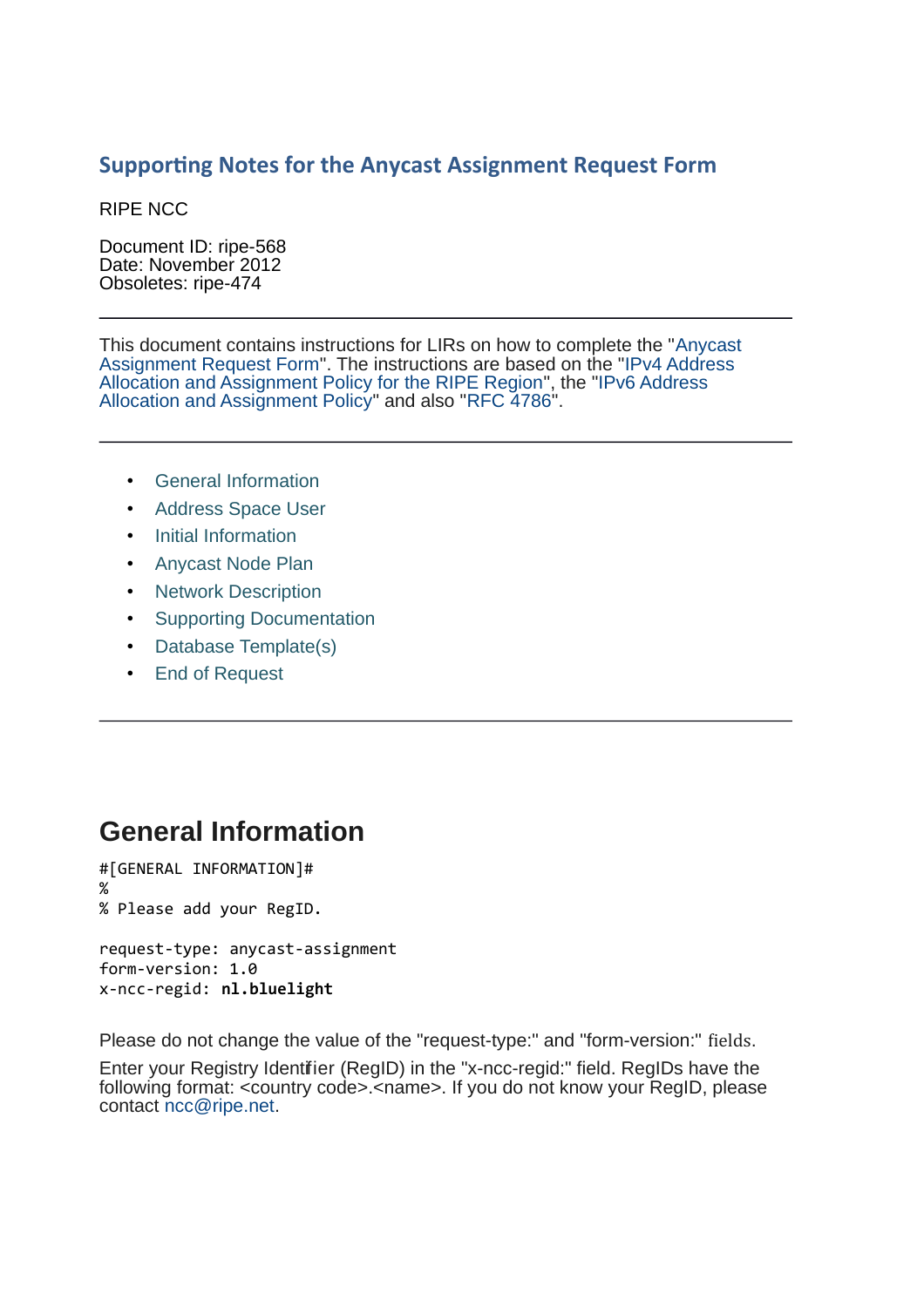# Supporting Notes for the Anycast Assignment Request Form

RIPE NCC

Document ID: ripe-568
Date: November 2012
Obsoletes: ripe-474

---

This document contains instructions for LIRs on how to complete the "Anycast Assignment Request Form". The instructions are based on the "IPv4 Address Allocation and Assignment Policy for the RIPE Region", the "IPv6 Address Allocation and Assignment Policy" and also "RFC 4786".

---

- General Information
- Address Space User
- Initial Information
- Anycast Node Plan
- Network Description
- Supporting Documentation
- Database Template(s)
- End of Request

---

## General Information

```
#[GENERAL INFORMATION]#
%
% Please add your RegID.

request-type: anycast-assignment
form-version: 1.0
x-ncc-regid: nl.bluelight
```

Please do not change the value of the "request-type:" and "form-version:" fields.

Enter your Registry Identifier (RegID) in the "x-ncc-regid:" field. RegIDs have the following format: <country code>.<name>. If you do not know your RegID, please contact ncc@ripe.net.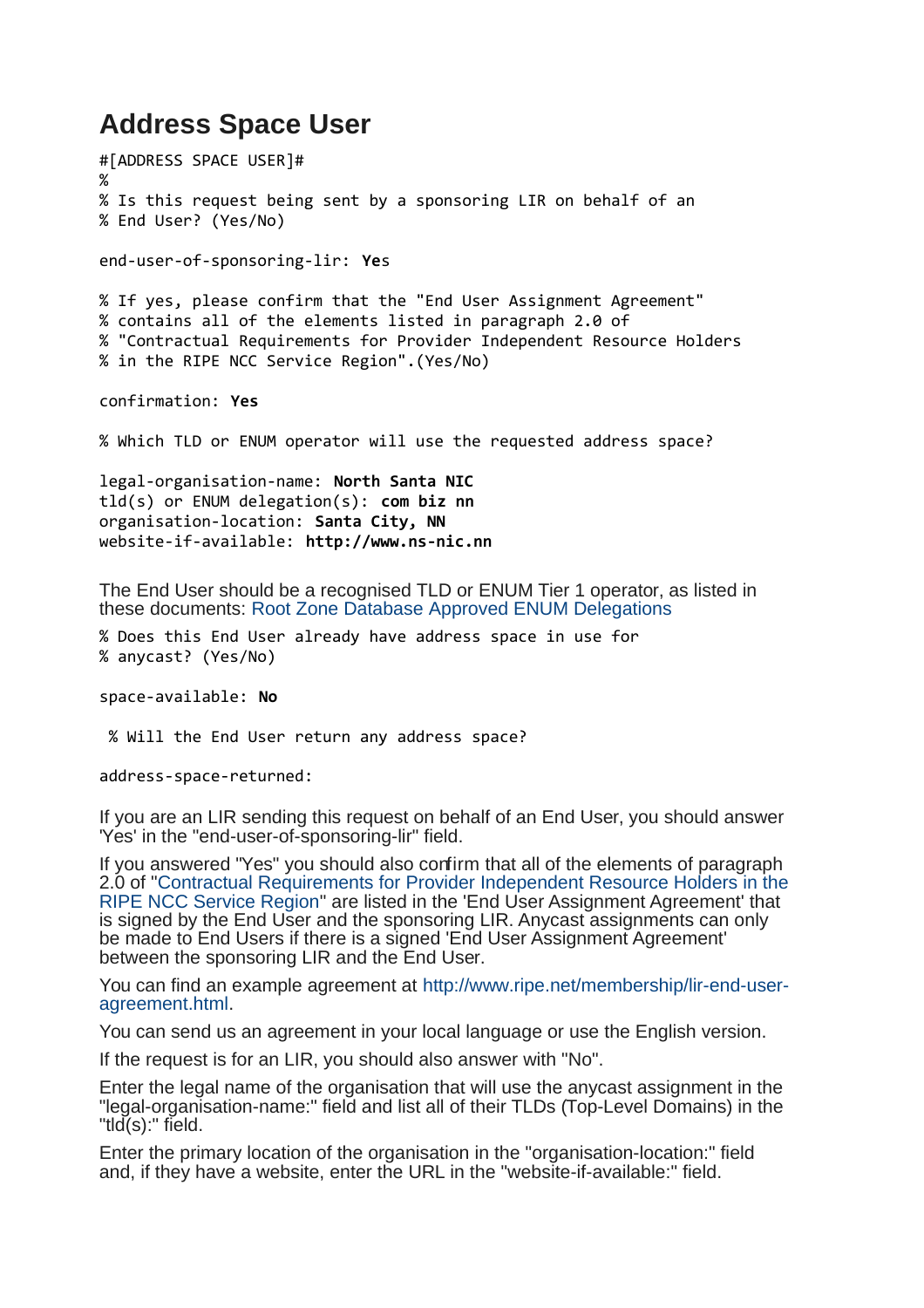# Address Space User

```
#[ADDRESS SPACE USER]#
%
% Is this request being sent by a sponsoring LIR on behalf of an
% End User? (Yes/No)

end-user-of-sponsoring-lir: Yes

% If yes, please confirm that the "End User Assignment Agreement"
% contains all of the elements listed in paragraph 2.0 of
% "Contractual Requirements for Provider Independent Resource Holders
% in the RIPE NCC Service Region".(Yes/No)

confirmation: Yes

% Which TLD or ENUM operator will use the requested address space?

legal-organisation-name: North Santa NIC
tld(s) or ENUM delegation(s): com biz nn
organisation-location: Santa City, NN
website-if-available: http://www.ns-nic.nn
```

The End User should be a recognised TLD or ENUM Tier 1 operator, as listed in these documents: Root Zone Database Approved ENUM Delegations

```
% Does this End User already have address space in use for
% anycast? (Yes/No)

space-available: No

 % Will the End User return any address space?

address-space-returned:
```

If you are an LIR sending this request on behalf of an End User, you should answer 'Yes' in the "end-user-of-sponsoring-lir" field.

If you answered "Yes" you should also confirm that all of the elements of paragraph 2.0 of "Contractual Requirements for Provider Independent Resource Holders in the RIPE NCC Service Region" are listed in the 'End User Assignment Agreement' that is signed by the End User and the sponsoring LIR. Anycast assignments can only be made to End Users if there is a signed 'End User Assignment Agreement' between the sponsoring LIR and the End User.

You can find an example agreement at http://www.ripe.net/membership/lir-end-user-agreement.html.

You can send us an agreement in your local language or use the English version.

If the request is for an LIR, you should also answer with "No".

Enter the legal name of the organisation that will use the anycast assignment in the "legal-organisation-name:" field and list all of their TLDs (Top-Level Domains) in the "tld(s):" field.

Enter the primary location of the organisation in the "organisation-location:" field and, if they have a website, enter the URL in the "website-if-available:" field.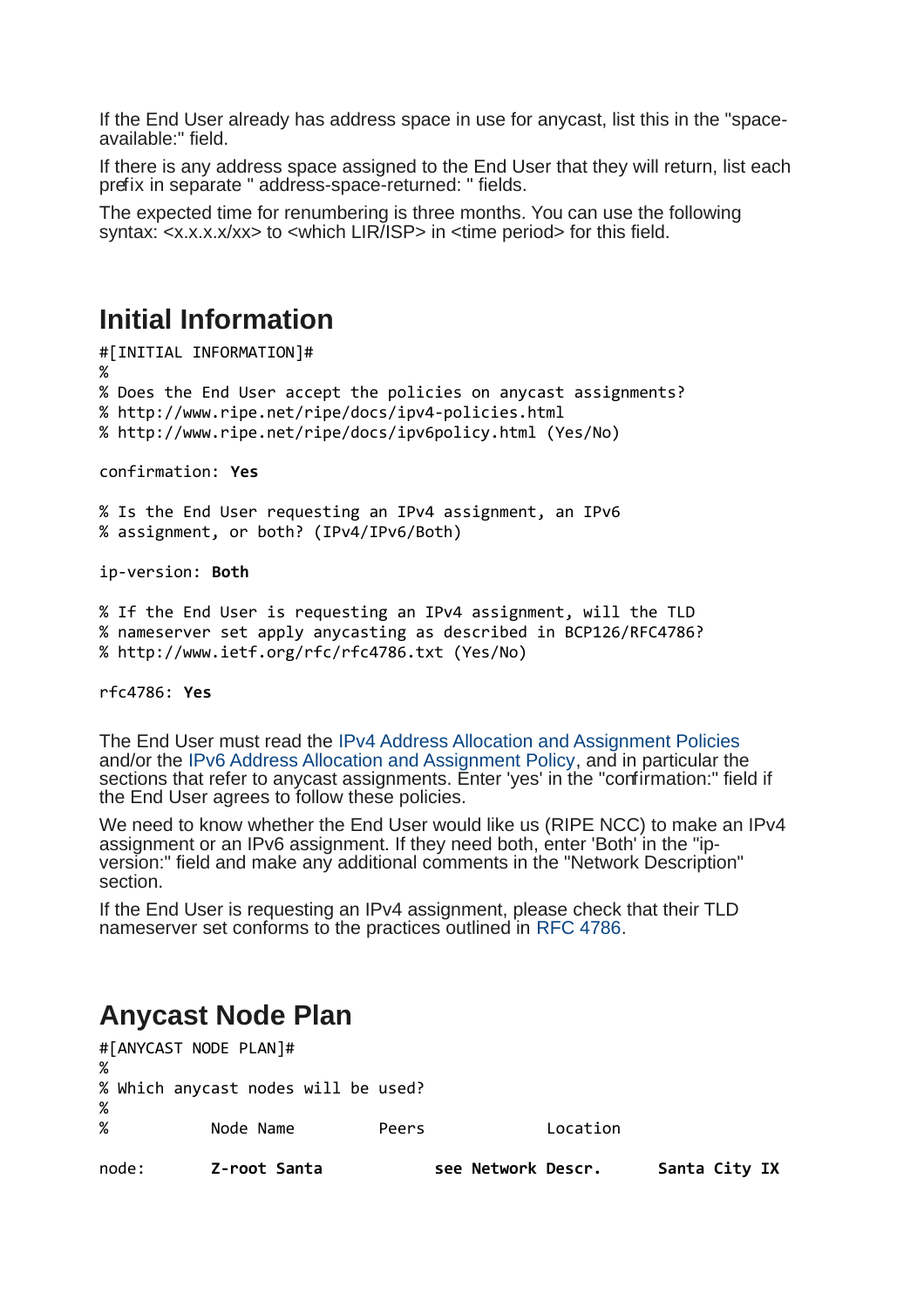If the End User already has address space in use for anycast, list this in the "space-available:" field.

If there is any address space assigned to the End User that they will return, list each prefix in separate " address-space-returned: " fields.

The expected time for renumbering is three months. You can use the following syntax: <x.x.x.x/xx> to <which LIR/ISP> in <time period> for this field.

## Initial Information

```
#[INITIAL INFORMATION]#
%
% Does the End User accept the policies on anycast assignments?
% http://www.ripe.net/ripe/docs/ipv4-policies.html
% http://www.ripe.net/ripe/docs/ipv6policy.html (Yes/No)

confirmation: Yes

% Is the End User requesting an IPv4 assignment, an IPv6
% assignment, or both? (IPv4/IPv6/Both)

ip-version: Both

% If the End User is requesting an IPv4 assignment, will the TLD
% nameserver set apply anycasting as described in BCP126/RFC4786?
% http://www.ietf.org/rfc/rfc4786.txt (Yes/No)

rfc4786: Yes
```

The End User must read the IPv4 Address Allocation and Assignment Policies and/or the IPv6 Address Allocation and Assignment Policy, and in particular the sections that refer to anycast assignments. Enter 'yes' in the "confirmation:" field if the End User agrees to follow these policies.

We need to know whether the End User would like us (RIPE NCC) to make an IPv4 assignment or an IPv6 assignment. If they need both, enter 'Both' in the "ip-version:" field and make any additional comments in the "Network Description" section.

If the End User is requesting an IPv4 assignment, please check that their TLD nameserver set conforms to the practices outlined in RFC 4786.

## Anycast Node Plan

```
#[ANYCAST NODE PLAN]#
%
% Which anycast nodes will be used?
%
%           Node Name         Peers               Location

node:       Z-root Santa          see Network Descr.      Santa City IX
```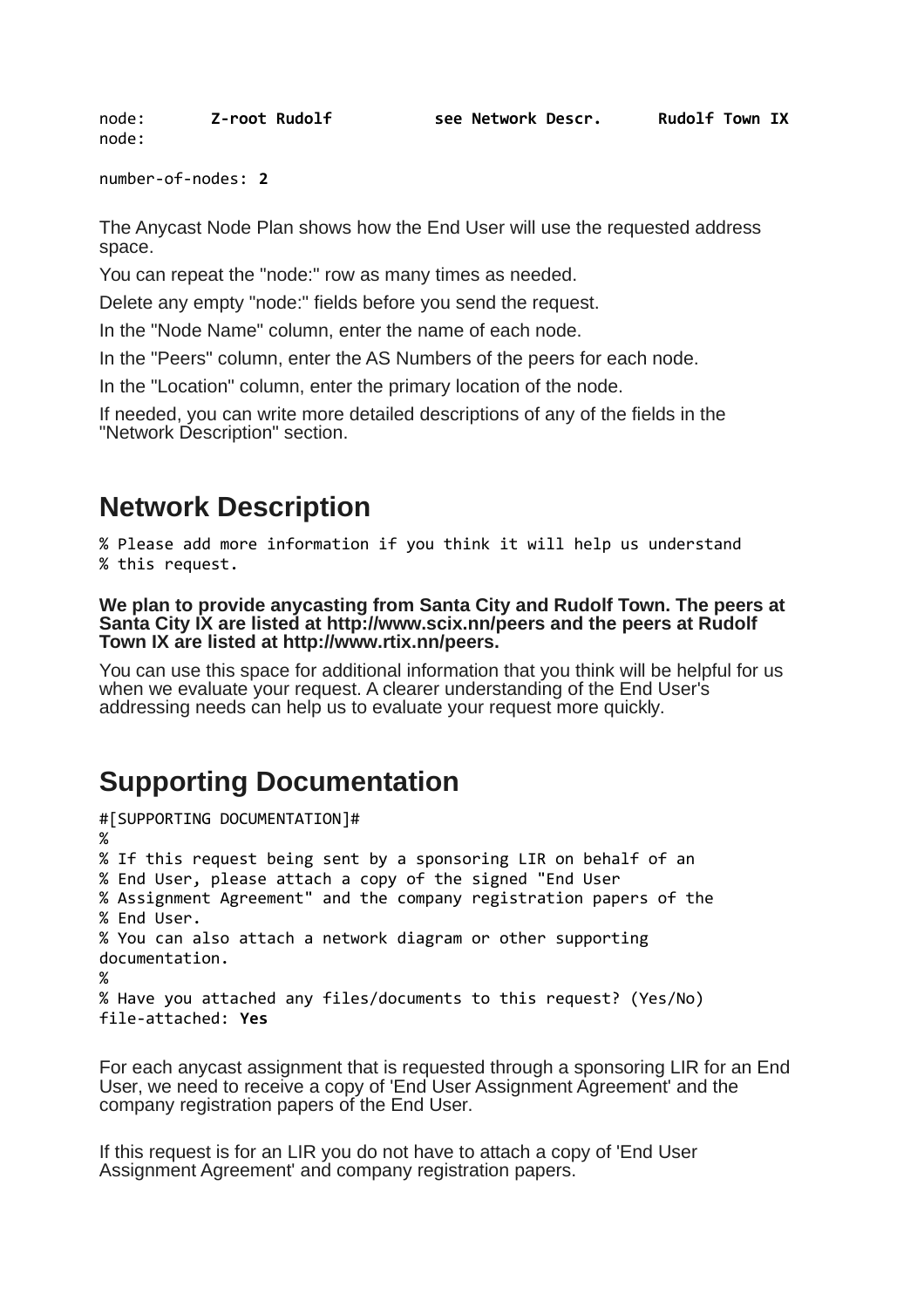```
node:       Z-root Rudolf          see Network Descr.      Rudolf Town IX
node:

number-of-nodes: 2
```

The Anycast Node Plan shows how the End User will use the requested address space.

You can repeat the "node:" row as many times as needed.

Delete any empty "node:" fields before you send the request.

In the "Node Name" column, enter the name of each node.

In the "Peers" column, enter the AS Numbers of the peers for each node.

In the "Location" column, enter the primary location of the node.

If needed, you can write more detailed descriptions of any of the fields in the "Network Description" section.

## Network Description

```
% Please add more information if you think it will help us understand
% this request.
```

**We plan to provide anycasting from Santa City and Rudolf Town. The peers at Santa City IX are listed at http://www.scix.nn/peers and the peers at Rudolf Town IX are listed at http://www.rtix.nn/peers.**

You can use this space for additional information that you think will be helpful for us when we evaluate your request. A clearer understanding of the End User's addressing needs can help us to evaluate your request more quickly.

## Supporting Documentation

```
#[SUPPORTING DOCUMENTATION]#
%
% If this request being sent by a sponsoring LIR on behalf of an
% End User, please attach a copy of the signed "End User
% Assignment Agreement" and the company registration papers of the
% End User.
% You can also attach a network diagram or other supporting
documentation.
%
% Have you attached any files/documents to this request? (Yes/No)
file-attached: Yes
```

For each anycast assignment that is requested through a sponsoring LIR for an End User, we need to receive a copy of 'End User Assignment Agreement' and the company registration papers of the End User.

If this request is for an LIR you do not have to attach a copy of 'End User Assignment Agreement' and company registration papers.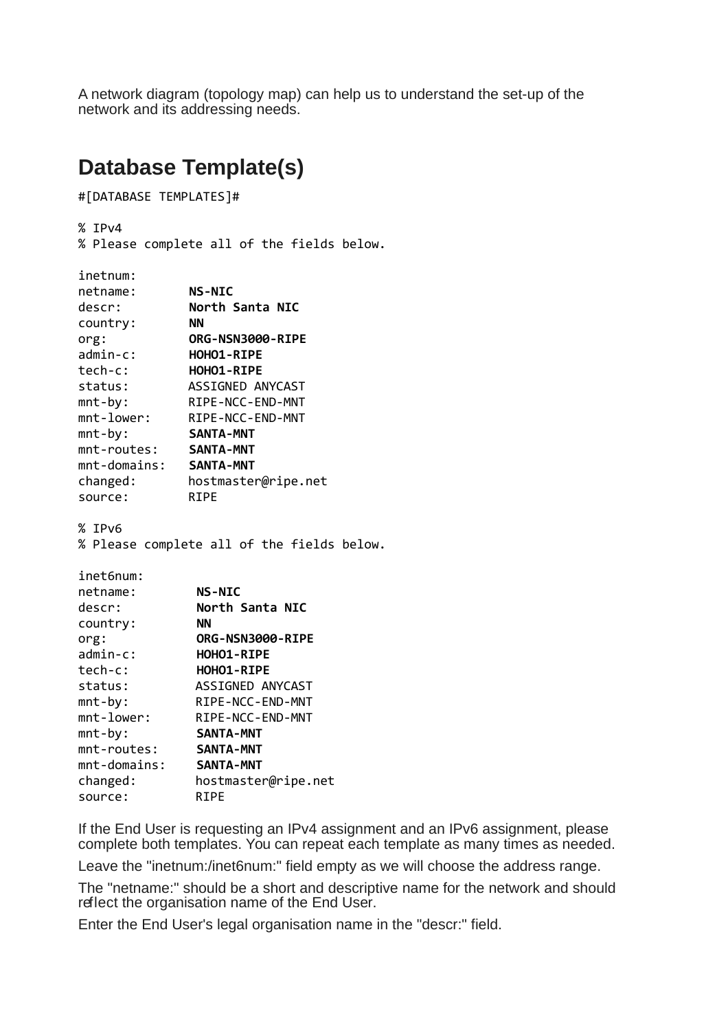A network diagram (topology map) can help us to understand the set-up of the network and its addressing needs.

## Database Template(s)

```
#[DATABASE TEMPLATES]#

% IPv4
% Please complete all of the fields below.

inetnum:
netname:       NS-NIC
descr:         North Santa NIC
country:       NN
org:           ORG-NSN3000-RIPE
admin-c:       HOHO1-RIPE
tech-c:        HOHO1-RIPE
status:        ASSIGNED ANYCAST
mnt-by:        RIPE-NCC-END-MNT
mnt-lower:     RIPE-NCC-END-MNT
mnt-by:        SANTA-MNT
mnt-routes:    SANTA-MNT
mnt-domains:   SANTA-MNT
changed:       hostmaster@ripe.net
source:        RIPE

% IPv6
% Please complete all of the fields below.

inet6num:
netname:        NS-NIC
descr:          North Santa NIC
country:        NN
org:            ORG-NSN3000-RIPE
admin-c:        HOHO1-RIPE
tech-c:         HOHO1-RIPE
status:         ASSIGNED ANYCAST
mnt-by:         RIPE-NCC-END-MNT
mnt-lower:      RIPE-NCC-END-MNT
mnt-by:         SANTA-MNT
mnt-routes:     SANTA-MNT
mnt-domains:    SANTA-MNT
changed:        hostmaster@ripe.net
source:         RIPE
```

If the End User is requesting an IPv4 assignment and an IPv6 assignment, please complete both templates. You can repeat each template as many times as needed.

Leave the "inetnum:/inet6num:" field empty as we will choose the address range.

The "netname:" should be a short and descriptive name for the network and should reflect the organisation name of the End User.

Enter the End User's legal organisation name in the "descr:" field.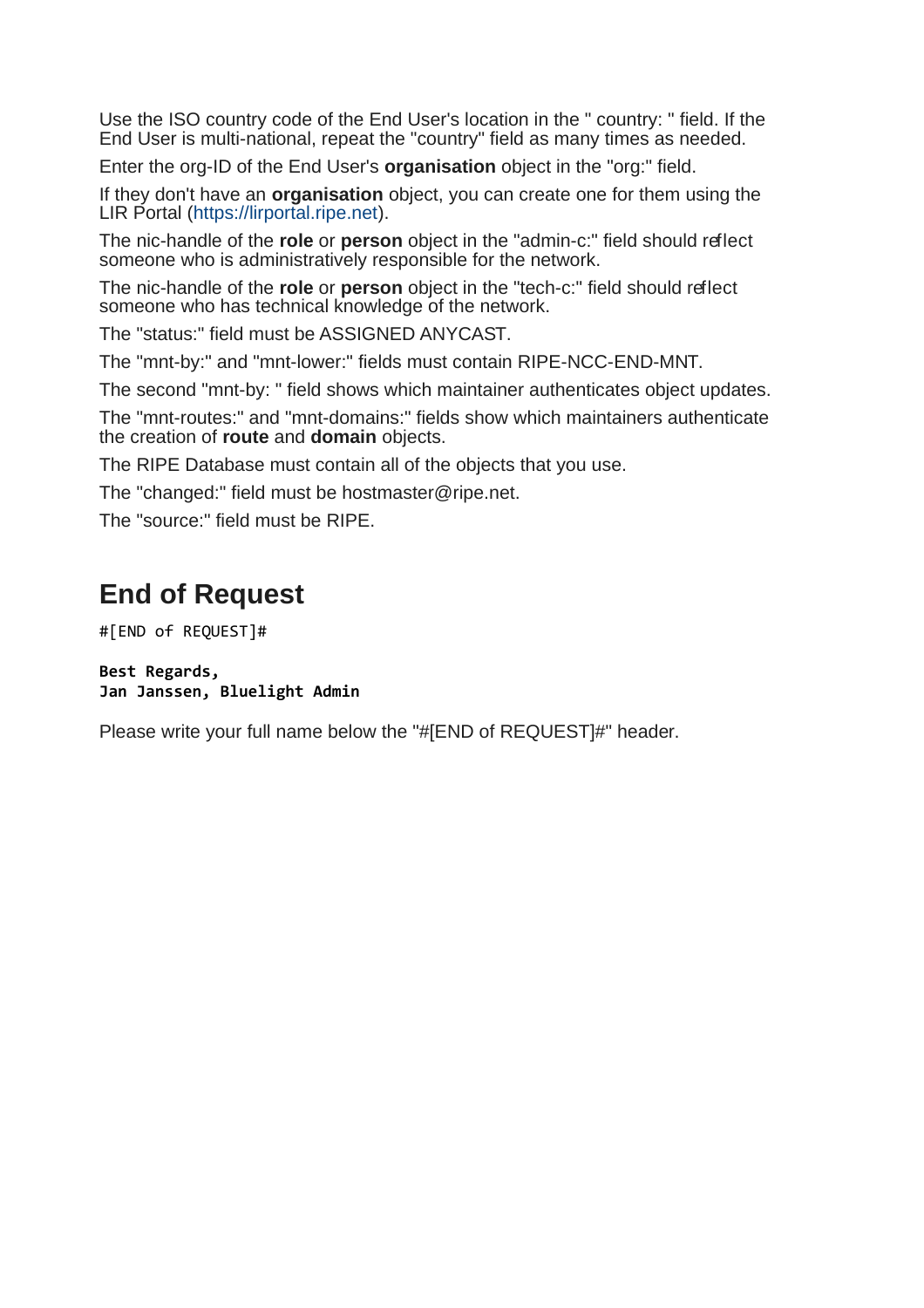Use the ISO country code of the End User's location in the " country: " field. If the End User is multi-national, repeat the "country" field as many times as needed.

Enter the org-ID of the End User's **organisation** object in the "org:" field.

If they don't have an **organisation** object, you can create one for them using the LIR Portal (https://lirportal.ripe.net).

The nic-handle of the **role** or **person** object in the "admin-c:" field should reflect someone who is administratively responsible for the network.

The nic-handle of the **role** or **person** object in the "tech-c:" field should reflect someone who has technical knowledge of the network.

The "status:" field must be ASSIGNED ANYCAST.

The "mnt-by:" and "mnt-lower:" fields must contain RIPE-NCC-END-MNT.

The second "mnt-by: " field shows which maintainer authenticates object updates.

The "mnt-routes:" and "mnt-domains:" fields show which maintainers authenticate the creation of **route** and **domain** objects.

The RIPE Database must contain all of the objects that you use.

The "changed:" field must be hostmaster@ripe.net.

The "source:" field must be RIPE.

## End of Request

```
#[END of REQUEST]#
```

```
Best Regards,
Jan Janssen, Bluelight Admin
```

Please write your full name below the "#[END of REQUEST]#" header.